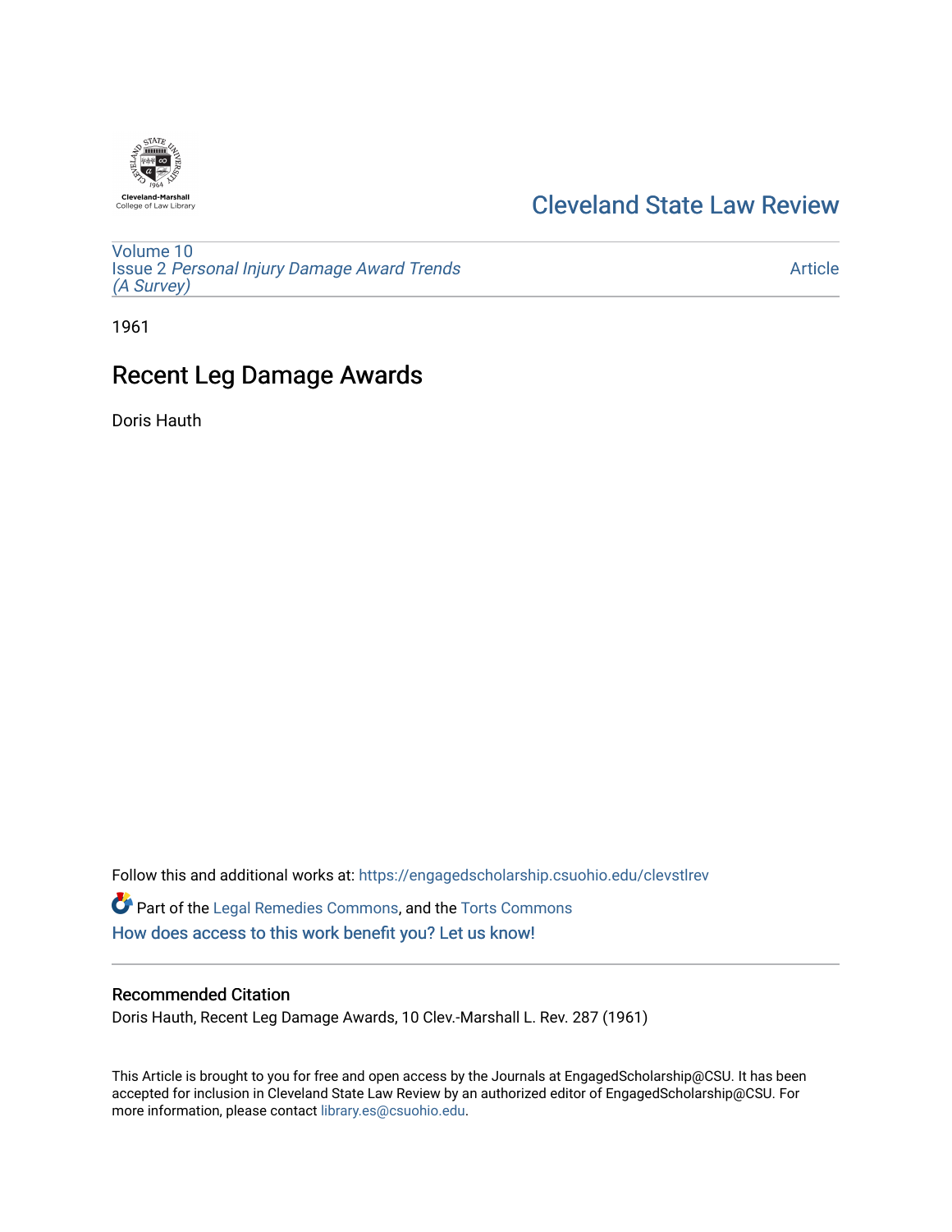Cleveland State Law Review

Volume 10
Issue 2 *Personal Injury Damage Award Trends (A Survey)*

Article

1961

# Recent Leg Damage Awards

Doris Hauth

Follow this and additional works at: https://engagedscholarship.csuohio.edu/clevstlrev

Part of the Legal Remedies Commons, and the Torts Commons

How does access to this work benefit you? Let us know!

## Recommended Citation

Doris Hauth, Recent Leg Damage Awards, 10 Clev.-Marshall L. Rev. 287 (1961)

This Article is brought to you for free and open access by the Journals at EngagedScholarship@CSU. It has been accepted for inclusion in Cleveland State Law Review by an authorized editor of EngagedScholarship@CSU. For more information, please contact library.es@csuohio.edu.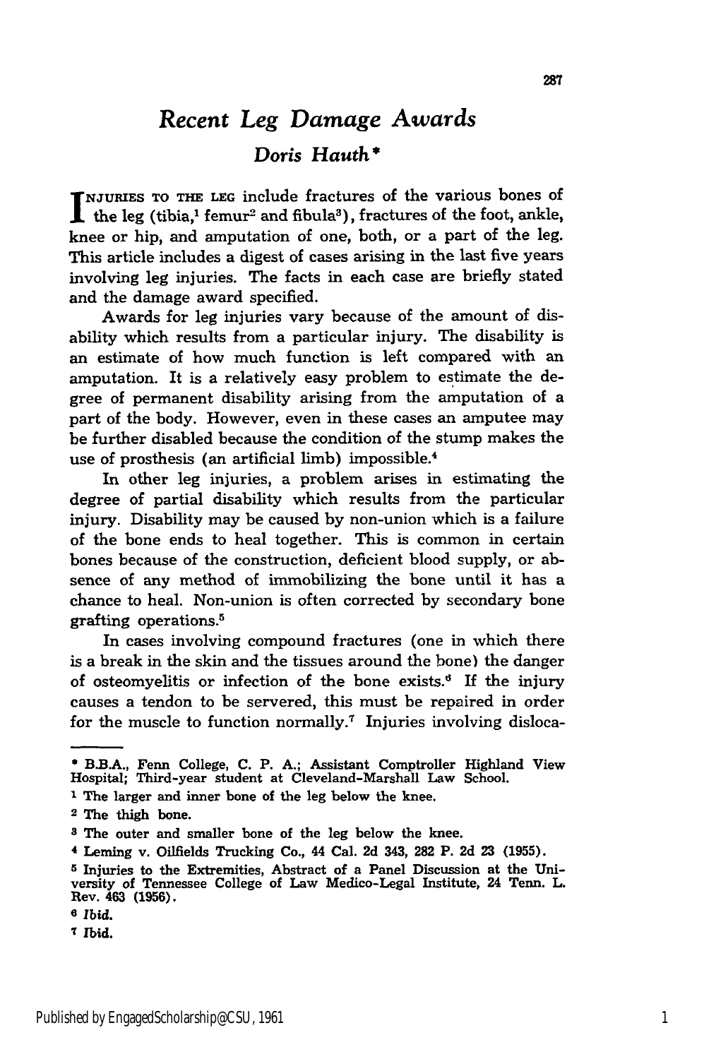# *Recent Leg Damage Awards*

## *Doris Hauth*\*

INJURIES TO THE LEG include fractures of the various bones of the leg (tibia,[1] femur[2] and fibula[3]), fractures of the foot, ankle, knee or hip, and amputation of one, both, or a part of the leg. This article includes a digest of cases arising in the last five years involving leg injuries. The facts in each case are briefly stated and the damage award specified.

Awards for leg injuries vary because of the amount of disability which results from a particular injury. The disability is an estimate of how much function is left compared with an amputation. It is a relatively easy problem to estimate the degree of permanent disability arising from the amputation of a part of the body. However, even in these cases an amputee may be further disabled because the condition of the stump makes the use of prosthesis (an artificial limb) impossible.[4]

In other leg injuries, a problem arises in estimating the degree of partial disability which results from the particular injury. Disability may be caused by non-union which is a failure of the bone ends to heal together. This is common in certain bones because of the construction, deficient blood supply, or absence of any method of immobilizing the bone until it has a chance to heal. Non-union is often corrected by secondary bone grafting operations.[5]

In cases involving compound fractures (one in which there is a break in the skin and the tissues around the bone) the danger of osteomyelitis or infection of the bone exists.[6] If the injury causes a tendon to be servered, this must be repaired in order for the muscle to function normally.[7] Injuries involving disloca-

---

\* B.B.A., Fenn College, C. P. A.; Assistant Comptroller Highland View Hospital; Third-year student at Cleveland-Marshall Law School.

[1] The larger and inner bone of the leg below the knee.

[2] The thigh bone.

[3] The outer and smaller bone of the leg below the knee.

[4] Leming v. Oilfields Trucking Co., 44 Cal. 2d 343, 282 P. 2d 23 (1955).

[5] Injuries to the Extremities, Abstract of a Panel Discussion at the University of Tennessee College of Law Medico-Legal Institute, 24 Tenn. L. Rev. 463 (1956).

[6] *Ibid.*

[7] *Ibid.*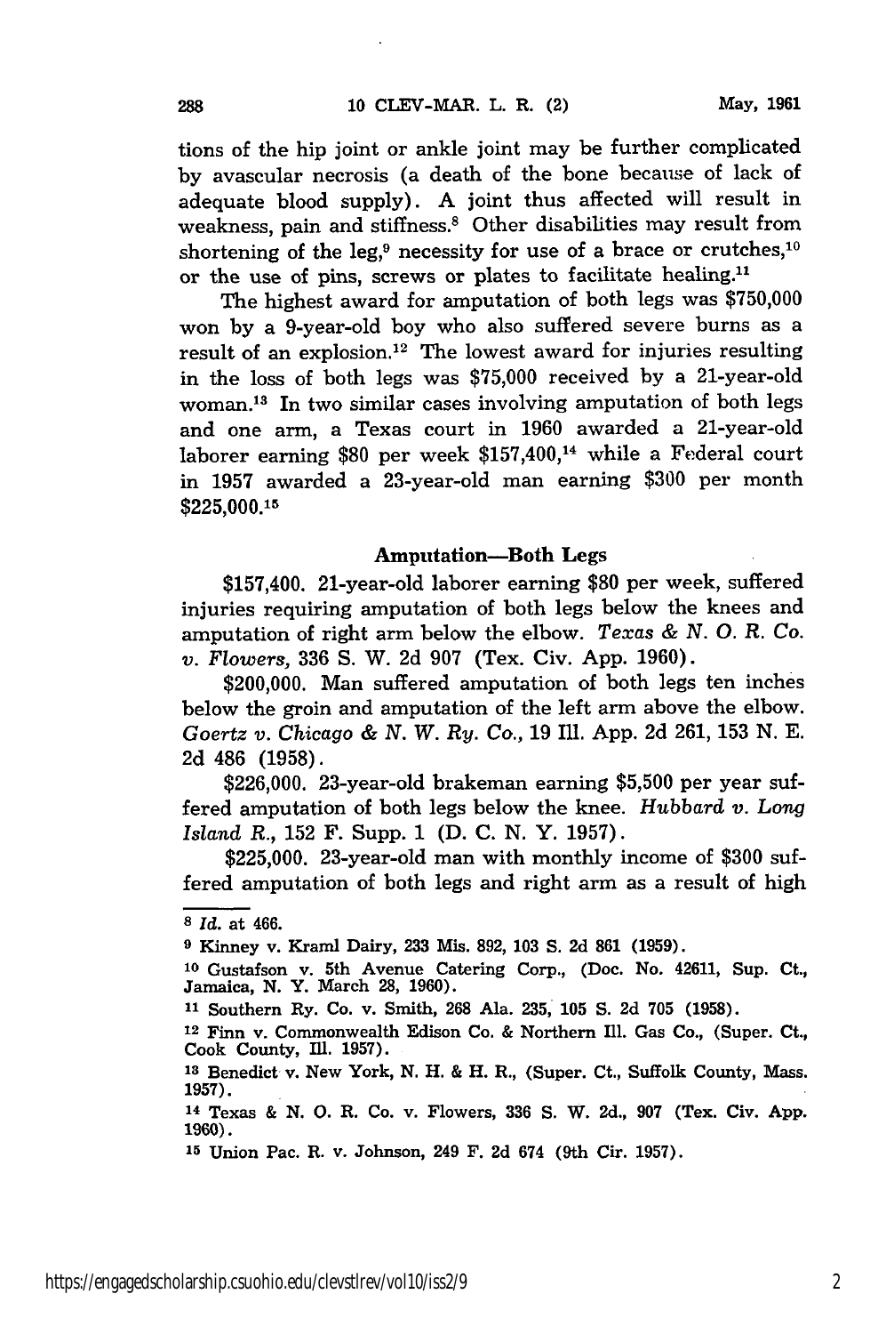tions of the hip joint or ankle joint may be further complicated by avascular necrosis (a death of the bone because of lack of adequate blood supply). A joint thus affected will result in weakness, pain and stiffness.[8] Other disabilities may result from shortening of the leg,[9] necessity for use of a brace or crutches,[10] or the use of pins, screws or plates to facilitate healing.[11]

The highest award for amputation of both legs was $750,000 won by a 9-year-old boy who also suffered severe burns as a result of an explosion.[12] The lowest award for injuries resulting in the loss of both legs was $75,000 received by a 21-year-old woman.[13] In two similar cases involving amputation of both legs and one arm, a Texas court in 1960 awarded a 21-year-old laborer earning $80 per week $157,400,[14] while a Federal court in 1957 awarded a 23-year-old man earning $300 per month $225,000.[15]

### Amputation—Both Legs

$157,400. 21-year-old laborer earning $80 per week, suffered injuries requiring amputation of both legs below the knees and amputation of right arm below the elbow. *Texas & N. O. R. Co. v. Flowers*, 336 S. W. 2d 907 (Tex. Civ. App. 1960).

$200,000. Man suffered amputation of both legs ten inches below the groin and amputation of the left arm above the elbow. *Goertz v. Chicago & N. W. Ry. Co.*, 19 Ill. App. 2d 261, 153 N. E. 2d 486 (1958).

$226,000. 23-year-old brakeman earning $5,500 per year suffered amputation of both legs below the knee. *Hubbard v. Long Island R.*, 152 F. Supp. 1 (D. C. N. Y. 1957).

$225,000. 23-year-old man with monthly income of $300 suffered amputation of both legs and right arm as a result of high

---

[8] *Id.* at 466.

[9] Kinney v. Kraml Dairy, 233 Mis. 892, 103 S. 2d 861 (1959).

[10] Gustafson v. 5th Avenue Catering Corp., (Doc. No. 42611, Sup. Ct., Jamaica, N. Y. March 28, 1960).

[11] Southern Ry. Co. v. Smith, 268 Ala. 235, 105 S. 2d 705 (1958).

[12] Finn v. Commonwealth Edison Co. & Northern Ill. Gas Co., (Super. Ct., Cook County, Ill. 1957).

[13] Benedict v. New York, N. H. & H. R., (Super. Ct., Suffolk County, Mass. 1957).

[14] Texas & N. O. R. Co. v. Flowers, 336 S. W. 2d., 907 (Tex. Civ. App. 1960).

[15] Union Pac. R. v. Johnson, 249 F. 2d 674 (9th Cir. 1957).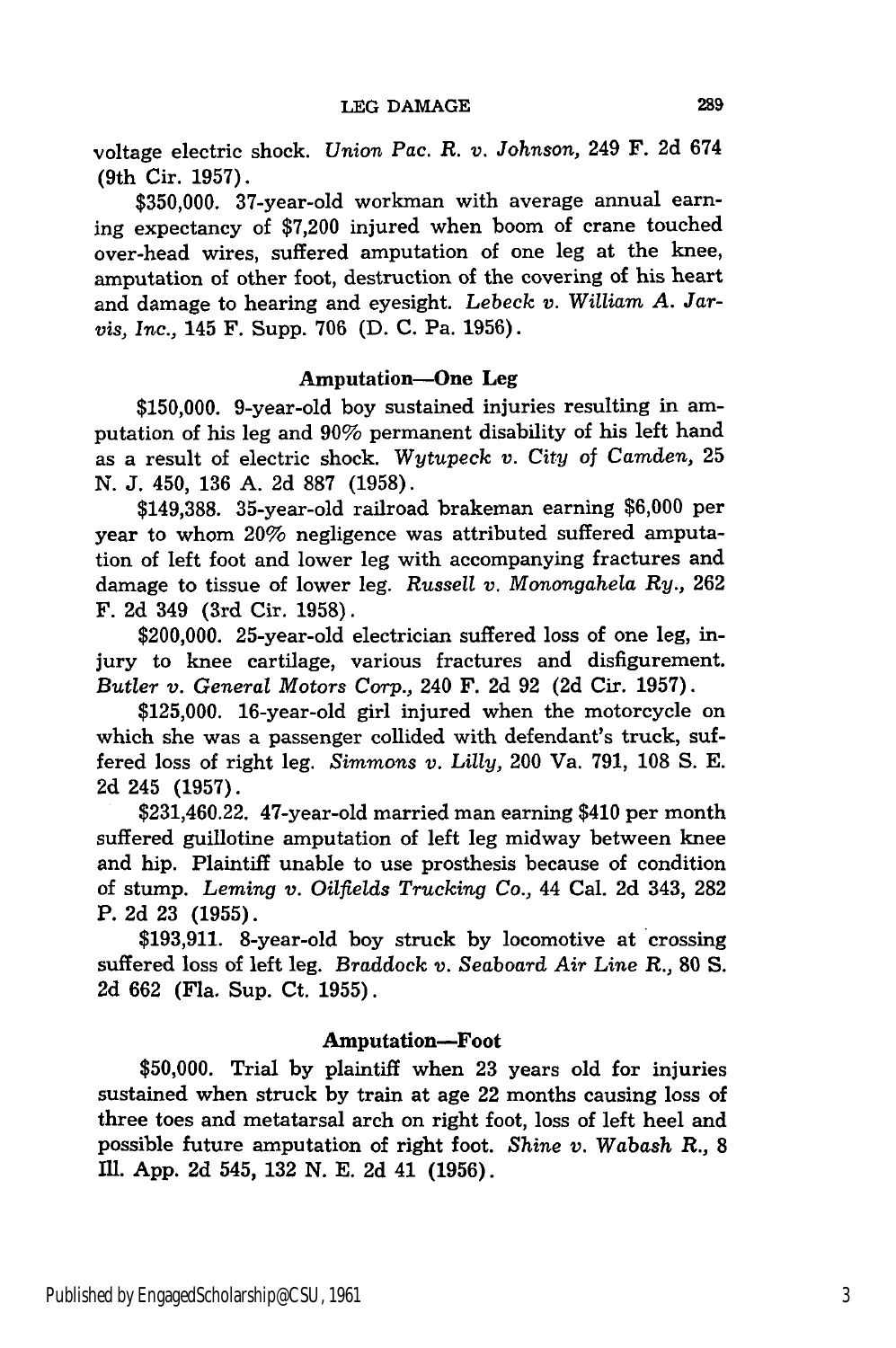voltage electric shock. *Union Pac. R. v. Johnson*, 249 F. 2d 674 (9th Cir. 1957).

$350,000. 37-year-old workman with average annual earning expectancy of $7,200 injured when boom of crane touched over-head wires, suffered amputation of one leg at the knee, amputation of other foot, destruction of the covering of his heart and damage to hearing and eyesight. *Lebeck v. William A. Jarvis, Inc.*, 145 F. Supp. 706 (D. C. Pa. 1956).

### Amputation—One Leg

$150,000. 9-year-old boy sustained injuries resulting in amputation of his leg and 90% permanent disability of his left hand as a result of electric shock. *Wytupeck v. City of Camden*, 25 N. J. 450, 136 A. 2d 887 (1958).

$149,388. 35-year-old railroad brakeman earning $6,000 per year to whom 20% negligence was attributed suffered amputation of left foot and lower leg with accompanying fractures and damage to tissue of lower leg. *Russell v. Monongahela Ry.*, 262 F. 2d 349 (3rd Cir. 1958).

$200,000. 25-year-old electrician suffered loss of one leg, injury to knee cartilage, various fractures and disfigurement. *Butler v. General Motors Corp.*, 240 F. 2d 92 (2d Cir. 1957).

$125,000. 16-year-old girl injured when the motorcycle on which she was a passenger collided with defendant's truck, suffered loss of right leg. *Simmons v. Lilly*, 200 Va. 791, 108 S. E. 2d 245 (1957).

$231,460.22. 47-year-old married man earning $410 per month suffered guillotine amputation of left leg midway between knee and hip. Plaintiff unable to use prosthesis because of condition of stump. *Leming v. Oilfields Trucking Co.*, 44 Cal. 2d 343, 282 P. 2d 23 (1955).

$193,911. 8-year-old boy struck by locomotive at crossing suffered loss of left leg. *Braddock v. Seaboard Air Line R.*, 80 S. 2d 662 (Fla. Sup. Ct. 1955).

### Amputation—Foot

$50,000. Trial by plaintiff when 23 years old for injuries sustained when struck by train at age 22 months causing loss of three toes and metatarsal arch on right foot, loss of left heel and possible future amputation of right foot. *Shine v. Wabash R.*, 8 Ill. App. 2d 545, 132 N. E. 2d 41 (1956).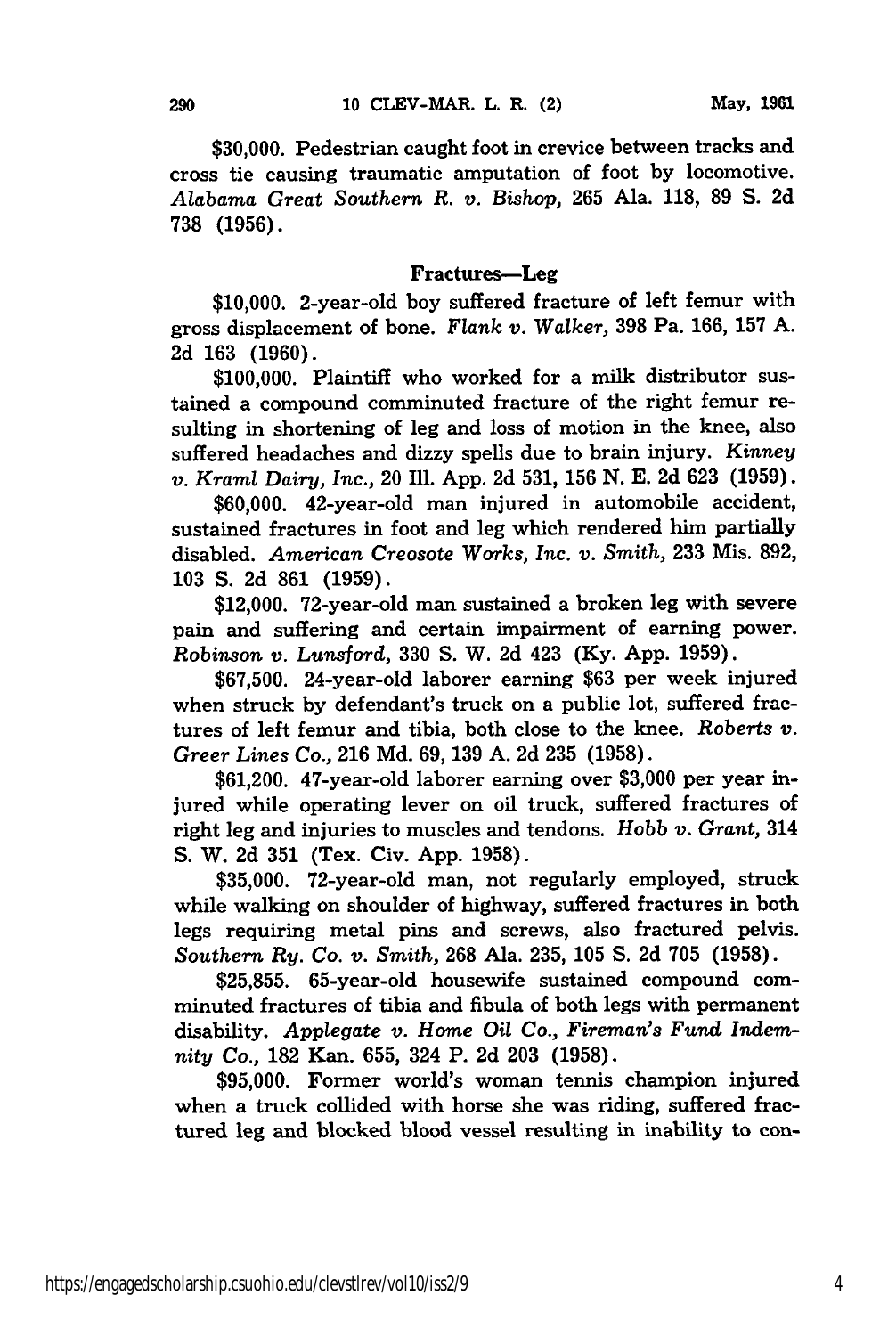$30,000. Pedestrian caught foot in crevice between tracks and cross tie causing traumatic amputation of foot by locomotive. *Alabama Great Southern R. v. Bishop,* 265 Ala. 118, 89 S. 2d 738 (1956).

### Fractures—Leg

$10,000. 2-year-old boy suffered fracture of left femur with gross displacement of bone. *Flank v. Walker,* 398 Pa. 166, 157 A. 2d 163 (1960).

$100,000. Plaintiff who worked for a milk distributor sustained a compound comminuted fracture of the right femur resulting in shortening of leg and loss of motion in the knee, also suffered headaches and dizzy spells due to brain injury. *Kinney v. Kraml Dairy, Inc.,* 20 Ill. App. 2d 531, 156 N. E. 2d 623 (1959).

$60,000. 42-year-old man injured in automobile accident, sustained fractures in foot and leg which rendered him partially disabled. *American Creosote Works, Inc. v. Smith,* 233 Mis. 892, 103 S. 2d 861 (1959).

$12,000. 72-year-old man sustained a broken leg with severe pain and suffering and certain impairment of earning power. *Robinson v. Lunsford,* 330 S. W. 2d 423 (Ky. App. 1959).

$67,500. 24-year-old laborer earning $63 per week injured when struck by defendant's truck on a public lot, suffered fractures of left femur and tibia, both close to the knee. *Roberts v. Greer Lines Co.,* 216 Md. 69, 139 A. 2d 235 (1958).

$61,200. 47-year-old laborer earning over $3,000 per year injured while operating lever on oil truck, suffered fractures of right leg and injuries to muscles and tendons. *Hobb v. Grant,* 314 S. W. 2d 351 (Tex. Civ. App. 1958).

$35,000. 72-year-old man, not regularly employed, struck while walking on shoulder of highway, suffered fractures in both legs requiring metal pins and screws, also fractured pelvis. *Southern Ry. Co. v. Smith,* 268 Ala. 235, 105 S. 2d 705 (1958).

$25,855. 65-year-old housewife sustained compound comminuted fractures of tibia and fibula of both legs with permanent disability. *Applegate v. Home Oil Co., Fireman's Fund Indemnity Co.,* 182 Kan. 655, 324 P. 2d 203 (1958).

$95,000. Former world's woman tennis champion injured when a truck collided with horse she was riding, suffered fractured leg and blocked blood vessel resulting in inability to con-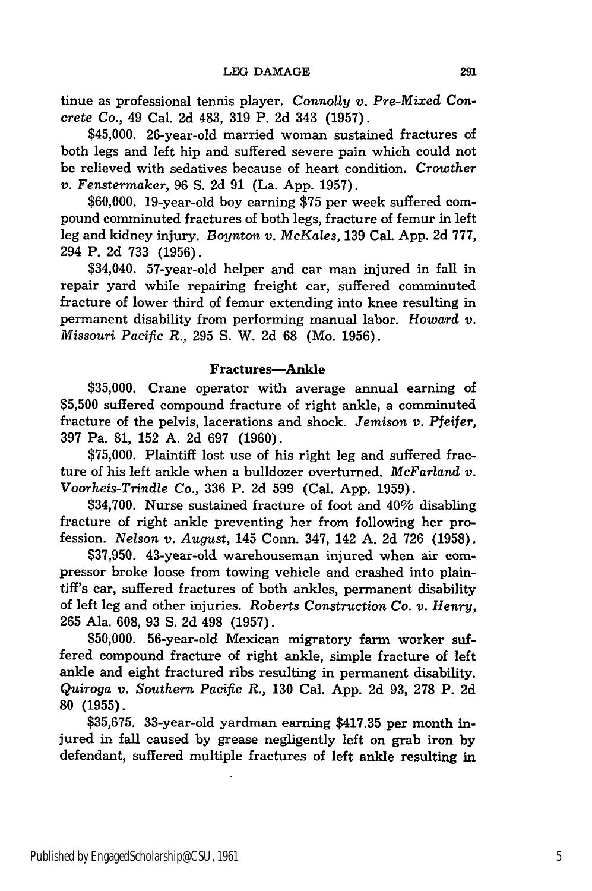tinue as professional tennis player. *Connolly v. Pre-Mixed Concrete Co.,* 49 Cal. 2d 483, 319 P. 2d 343 (1957).

$45,000. 26-year-old married woman sustained fractures of both legs and left hip and suffered severe pain which could not be relieved with sedatives because of heart condition. *Crowther v. Fenstermaker,* 96 S. 2d 91 (La. App. 1957).

$60,000. 19-year-old boy earning $75 per week suffered compound comminuted fractures of both legs, fracture of femur in left leg and kidney injury. *Boynton v. McKales,* 139 Cal. App. 2d 777, 294 P. 2d 733 (1956).

$34,040. 57-year-old helper and car man injured in fall in repair yard while repairing freight car, suffered comminuted fracture of lower third of femur extending into knee resulting in permanent disability from performing manual labor. *Howard v. Missouri Pacific R.,* 295 S. W. 2d 68 (Mo. 1956).

### Fractures—Ankle

$35,000. Crane operator with average annual earning of $5,500 suffered compound fracture of right ankle, a comminuted fracture of the pelvis, lacerations and shock. *Jemison v. Pfeifer,* 397 Pa. 81, 152 A. 2d 697 (1960).

$75,000. Plaintiff lost use of his right leg and suffered fracture of his left ankle when a bulldozer overturned. *McFarland v. Voorheis-Trindle Co.,* 336 P. 2d 599 (Cal. App. 1959).

$34,700. Nurse sustained fracture of foot and 40% disabling fracture of right ankle preventing her from following her profession. *Nelson v. August,* 145 Conn. 347, 142 A. 2d 726 (1958).

$37,950. 43-year-old warehouseman injured when air compressor broke loose from towing vehicle and crashed into plaintiff's car, suffered fractures of both ankles, permanent disability of left leg and other injuries. *Roberts Construction Co. v. Henry,* 265 Ala. 608, 93 S. 2d 498 (1957).

$50,000. 56-year-old Mexican migratory farm worker suffered compound fracture of right ankle, simple fracture of left ankle and eight fractured ribs resulting in permanent disability. *Quiroga v. Southern Pacific R.,* 130 Cal. App. 2d 93, 278 P. 2d 80 (1955).

$35,675. 33-year-old yardman earning $417.35 per month injured in fall caused by grease negligently left on grab iron by defendant, suffered multiple fractures of left ankle resulting in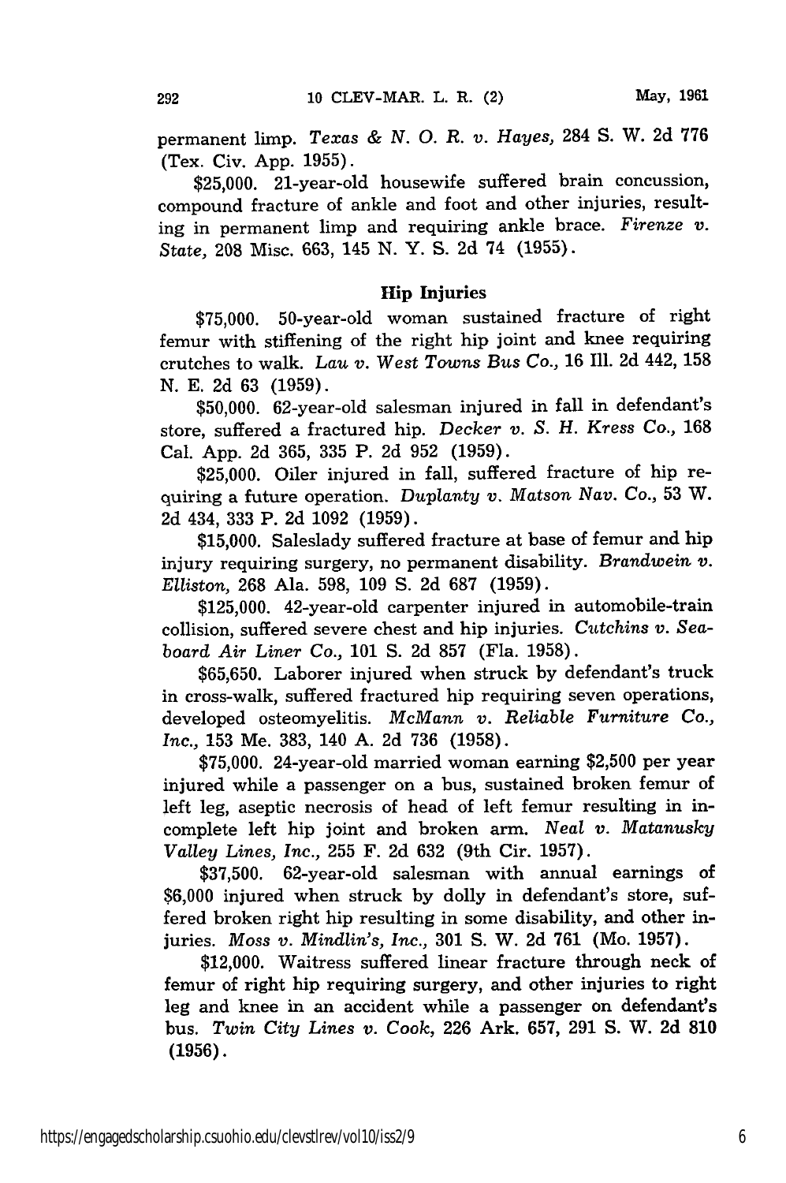permanent limp. *Texas & N. O. R. v. Hayes*, 284 S. W. 2d 776 (Tex. Civ. App. 1955).

$25,000. 21-year-old housewife suffered brain concussion, compound fracture of ankle and foot and other injuries, resulting in permanent limp and requiring ankle brace. *Firenze v. State*, 208 Misc. 663, 145 N. Y. S. 2d 74 (1955).

### Hip Injuries

$75,000. 50-year-old woman sustained fracture of right femur with stiffening of the right hip joint and knee requiring crutches to walk. *Lau v. West Towns Bus Co.*, 16 Ill. 2d 442, 158 N. E. 2d 63 (1959).

$50,000. 62-year-old salesman injured in fall in defendant's store, suffered a fractured hip. *Decker v. S. H. Kress Co.*, 168 Cal. App. 2d 365, 335 P. 2d 952 (1959).

$25,000. Oiler injured in fall, suffered fracture of hip requiring a future operation. *Duplanty v. Matson Nav. Co.*, 53 W. 2d 434, 333 P. 2d 1092 (1959).

$15,000. Saleslady suffered fracture at base of femur and hip injury requiring surgery, no permanent disability. *Brandwein v. Elliston*, 268 Ala. 598, 109 S. 2d 687 (1959).

$125,000. 42-year-old carpenter injured in automobile-train collision, suffered severe chest and hip injuries. *Cutchins v. Seaboard Air Liner Co.*, 101 S. 2d 857 (Fla. 1958).

$65,650. Laborer injured when struck by defendant's truck in cross-walk, suffered fractured hip requiring seven operations, developed osteomyelitis. *McMann v. Reliable Furniture Co., Inc.*, 153 Me. 383, 140 A. 2d 736 (1958).

$75,000. 24-year-old married woman earning $2,500 per year injured while a passenger on a bus, sustained broken femur of left leg, aseptic necrosis of head of left femur resulting in incomplete left hip joint and broken arm. *Neal v. Matanusky Valley Lines, Inc.*, 255 F. 2d 632 (9th Cir. 1957).

$37,500. 62-year-old salesman with annual earnings of $6,000 injured when struck by dolly in defendant's store, suffered broken right hip resulting in some disability, and other injuries. *Moss v. Mindlin's, Inc.*, 301 S. W. 2d 761 (Mo. 1957).

$12,000. Waitress suffered linear fracture through neck of femur of right hip requiring surgery, and other injuries to right leg and knee in an accident while a passenger on defendant's bus. *Twin City Lines v. Cook*, 226 Ark. 657, 291 S. W. 2d 810 (1956).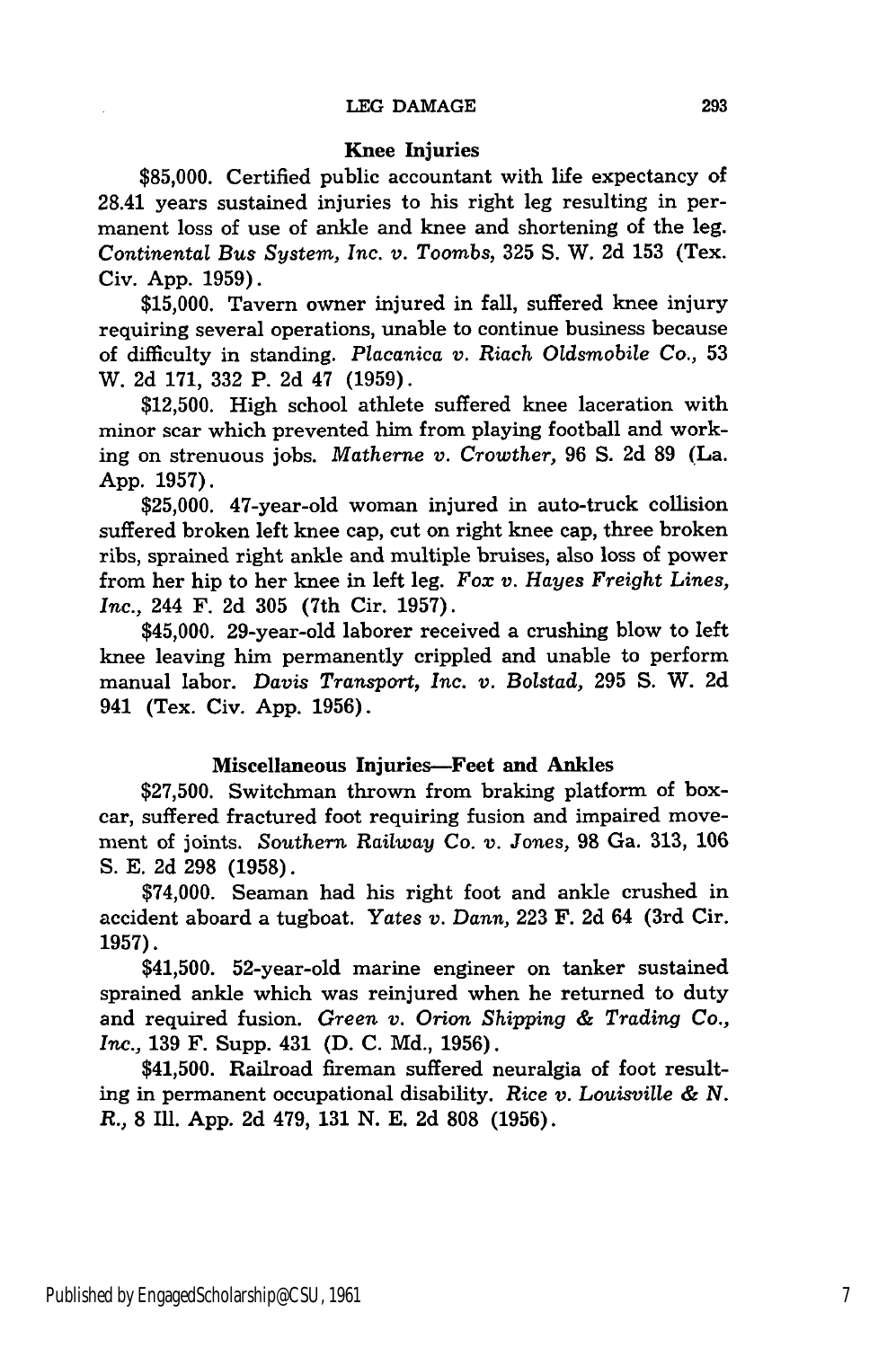### Knee Injuries

$85,000. Certified public accountant with life expectancy of 28.41 years sustained injuries to his right leg resulting in permanent loss of use of ankle and knee and shortening of the leg. *Continental Bus System, Inc. v. Toombs*, 325 S. W. 2d 153 (Tex. Civ. App. 1959).

$15,000. Tavern owner injured in fall, suffered knee injury requiring several operations, unable to continue business because of difficulty in standing. *Placanica v. Riach Oldsmobile Co.*, 53 W. 2d 171, 332 P. 2d 47 (1959).

$12,500. High school athlete suffered knee laceration with minor scar which prevented him from playing football and working on strenuous jobs. *Matherne v. Crowther*, 96 S. 2d 89 (La. App. 1957).

$25,000. 47-year-old woman injured in auto-truck collision suffered broken left knee cap, cut on right knee cap, three broken ribs, sprained right ankle and multiple bruises, also loss of power from her hip to her knee in left leg. *Fox v. Hayes Freight Lines, Inc.*, 244 F. 2d 305 (7th Cir. 1957).

$45,000. 29-year-old laborer received a crushing blow to left knee leaving him permanently crippled and unable to perform manual labor. *Davis Transport, Inc. v. Bolstad*, 295 S. W. 2d 941 (Tex. Civ. App. 1956).

### Miscellaneous Injuries—Feet and Ankles

$27,500. Switchman thrown from braking platform of boxcar, suffered fractured foot requiring fusion and impaired movement of joints. *Southern Railway Co. v. Jones*, 98 Ga. 313, 106 S. E. 2d 298 (1958).

$74,000. Seaman had his right foot and ankle crushed in accident aboard a tugboat. *Yates v. Dann*, 223 F. 2d 64 (3rd Cir. 1957).

$41,500. 52-year-old marine engineer on tanker sustained sprained ankle which was reinjured when he returned to duty and required fusion. *Green v. Orion Shipping & Trading Co., Inc.*, 139 F. Supp. 431 (D. C. Md., 1956).

$41,500. Railroad fireman suffered neuralgia of foot resulting in permanent occupational disability. *Rice v. Louisville & N. R.*, 8 Ill. App. 2d 479, 131 N. E. 2d 808 (1956).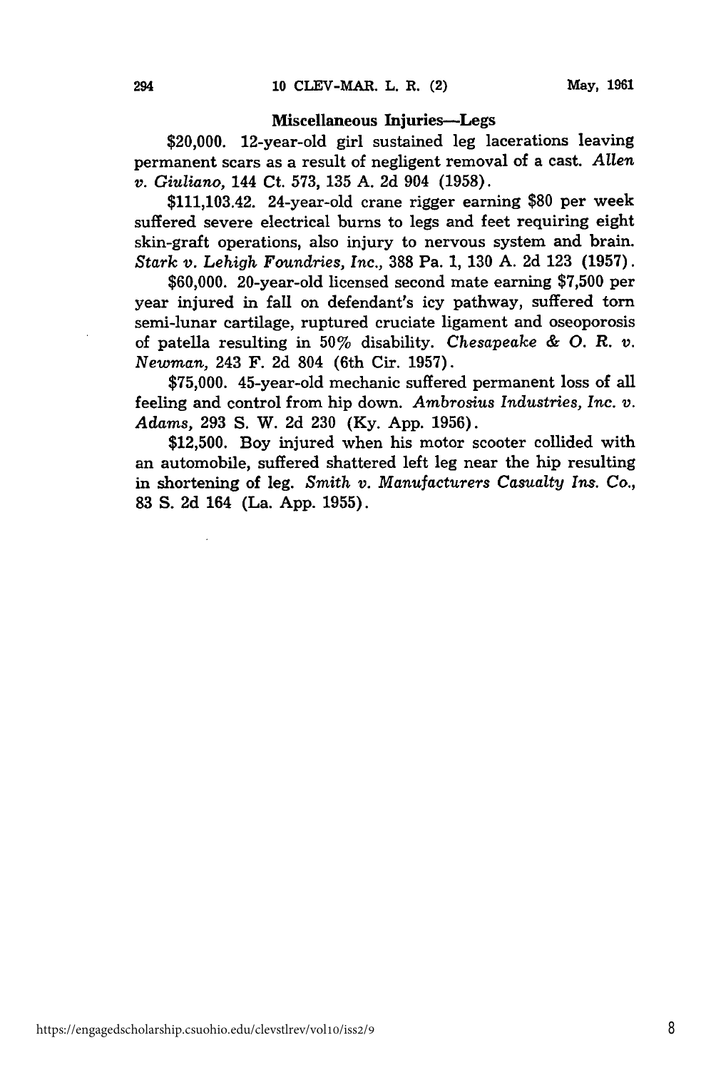### Miscellaneous Injuries—Legs

$20,000. 12-year-old girl sustained leg lacerations leaving permanent scars as a result of negligent removal of a cast. *Allen v. Giuliano,* 144 Ct. 573, 135 A. 2d 904 (1958).

$111,103.42. 24-year-old crane rigger earning $80 per week suffered severe electrical burns to legs and feet requiring eight skin-graft operations, also injury to nervous system and brain. *Stark v. Lehigh Foundries, Inc.,* 388 Pa. 1, 130 A. 2d 123 (1957).

$60,000. 20-year-old licensed second mate earning $7,500 per year injured in fall on defendant's icy pathway, suffered torn semi-lunar cartilage, ruptured cruciate ligament and oseoporosis of patella resulting in 50% disability. *Chesapeake & O. R. v. Newman,* 243 F. 2d 804 (6th Cir. 1957).

$75,000. 45-year-old mechanic suffered permanent loss of all feeling and control from hip down. *Ambrosius Industries, Inc. v. Adams,* 293 S. W. 2d 230 (Ky. App. 1956).

$12,500. Boy injured when his motor scooter collided with an automobile, suffered shattered left leg near the hip resulting in shortening of leg. *Smith v. Manufacturers Casualty Ins. Co.,* 83 S. 2d 164 (La. App. 1955).